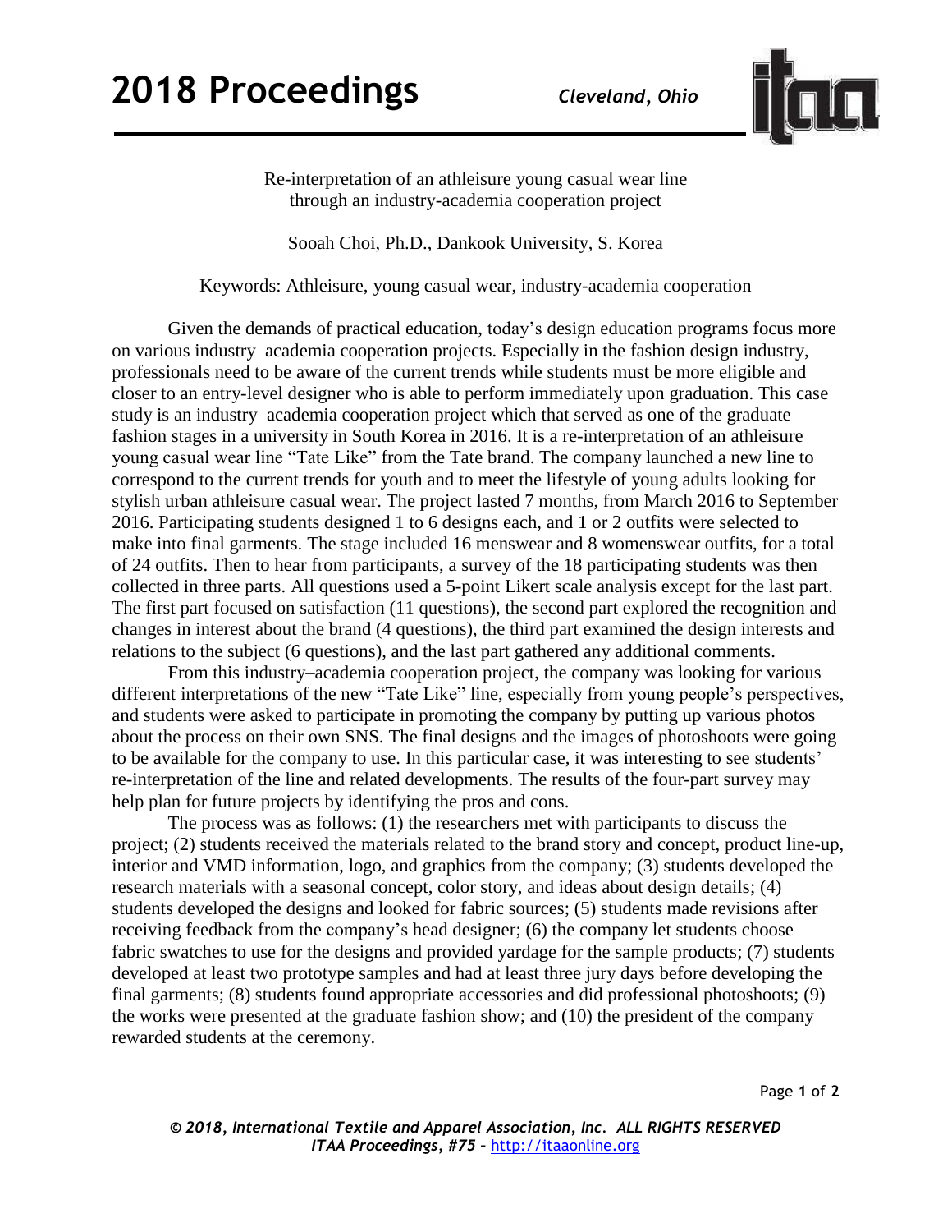# Re-interpretation of an athleisure young casual wear line through an industry-academia cooperation project

Sooah Choi, Ph.D., Dankook University, S. Korea

Keywords: Athleisure, young casual wear, industry-academia cooperation

Given the demands of practical education, today's design education programs focus more on various industry–academia cooperation projects. Especially in the fashion design industry, professionals need to be aware of the current trends while students must be more eligible and closer to an entry-level designer who is able to perform immediately upon graduation. This case study is an industry–academia cooperation project which that served as one of the graduate fashion stages in a university in South Korea in 2016. It is a re-interpretation of an athleisure young casual wear line "Tate Like" from the Tate brand. The company launched a new line to correspond to the current trends for youth and to meet the lifestyle of young adults looking for stylish urban athleisure casual wear. The project lasted 7 months, from March 2016 to September 2016. Participating students designed 1 to 6 designs each, and 1 or 2 outfits were selected to make into final garments. The stage included 16 menswear and 8 womenswear outfits, for a total of 24 outfits. Then to hear from participants, a survey of the 18 participating students was then collected in three parts. All questions used a 5-point Likert scale analysis except for the last part. The first part focused on satisfaction (11 questions), the second part explored the recognition and changes in interest about the brand (4 questions), the third part examined the design interests and relations to the subject (6 questions), and the last part gathered any additional comments.

From this industry–academia cooperation project, the company was looking for various different interpretations of the new "Tate Like" line, especially from young people's perspectives, and students were asked to participate in promoting the company by putting up various photos about the process on their own SNS. The final designs and the images of photoshoots were going to be available for the company to use. In this particular case, it was interesting to see students' re-interpretation of the line and related developments. The results of the four-part survey may help plan for future projects by identifying the pros and cons.

The process was as follows: (1) the researchers met with participants to discuss the project; (2) students received the materials related to the brand story and concept, product line-up, interior and VMD information, logo, and graphics from the company; (3) students developed the research materials with a seasonal concept, color story, and ideas about design details; (4) students developed the designs and looked for fabric sources; (5) students made revisions after receiving feedback from the company's head designer; (6) the company let students choose fabric swatches to use for the designs and provided yardage for the sample products; (7) students developed at least two prototype samples and had at least three jury days before developing the final garments; (8) students found appropriate accessories and did professional photoshoots; (9) the works were presented at the graduate fashion show; and (10) the president of the company rewarded students at the ceremony.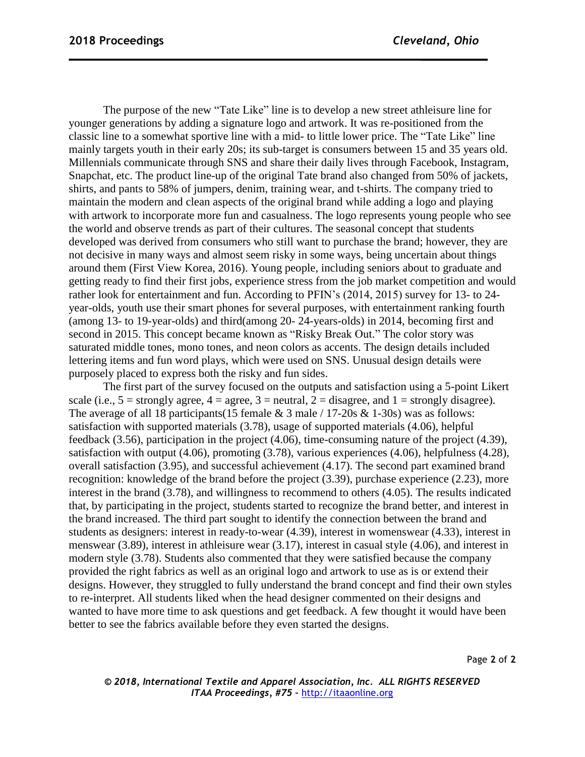The purpose of the new "Tate Like" line is to develop a new street athleisure line for younger generations by adding a signature logo and artwork. It was re-positioned from the classic line to a somewhat sportive line with a mid- to little lower price. The "Tate Like" line mainly targets youth in their early 20s; its sub-target is consumers between 15 and 35 years old. Millennials communicate through SNS and share their daily lives through Facebook, Instagram, Snapchat, etc. The product line-up of the original Tate brand also changed from 50% of jackets, shirts, and pants to 58% of jumpers, denim, training wear, and t-shirts. The company tried to maintain the modern and clean aspects of the original brand while adding a logo and playing with artwork to incorporate more fun and casualness. The logo represents young people who see the world and observe trends as part of their cultures. The seasonal concept that students developed was derived from consumers who still want to purchase the brand; however, they are not decisive in many ways and almost seem risky in some ways, being uncertain about things around them (First View Korea, 2016). Young people, including seniors about to graduate and getting ready to find their first jobs, experience stress from the job market competition and would rather look for entertainment and fun. According to PFIN's (2014, 2015) survey for 13- to 24-year-olds, youth use their smart phones for several purposes, with entertainment ranking fourth (among 13- to 19-year-olds) and third(among 20- 24-years-olds) in 2014, becoming first and second in 2015. This concept became known as "Risky Break Out." The color story was saturated middle tones, mono tones, and neon colors as accents. The design details included lettering items and fun word plays, which were used on SNS. Unusual design details were purposely placed to express both the risky and fun sides.

The first part of the survey focused on the outputs and satisfaction using a 5-point Likert scale (i.e., 5 = strongly agree, 4 = agree, 3 = neutral, 2 = disagree, and 1 = strongly disagree). The average of all 18 participants(15 female & 3 male / 17-20s & 1-30s) was as follows: satisfaction with supported materials (3.78), usage of supported materials (4.06), helpful feedback (3.56), participation in the project (4.06), time-consuming nature of the project (4.39), satisfaction with output (4.06), promoting (3.78), various experiences (4.06), helpfulness (4.28), overall satisfaction (3.95), and successful achievement (4.17). The second part examined brand recognition: knowledge of the brand before the project (3.39), purchase experience (2.23), more interest in the brand (3.78), and willingness to recommend to others (4.05). The results indicated that, by participating in the project, students started to recognize the brand better, and interest in the brand increased. The third part sought to identify the connection between the brand and students as designers: interest in ready-to-wear (4.39), interest in womenswear (4.33), interest in menswear (3.89), interest in athleisure wear (3.17), interest in casual style (4.06), and interest in modern style (3.78). Students also commented that they were satisfied because the company provided the right fabrics as well as an original logo and artwork to use as is or extend their designs. However, they struggled to fully understand the brand concept and find their own styles to re-interpret. All students liked when the head designer commented on their designs and wanted to have more time to ask questions and get feedback. A few thought it would have been better to see the fabrics available before they even started the designs.